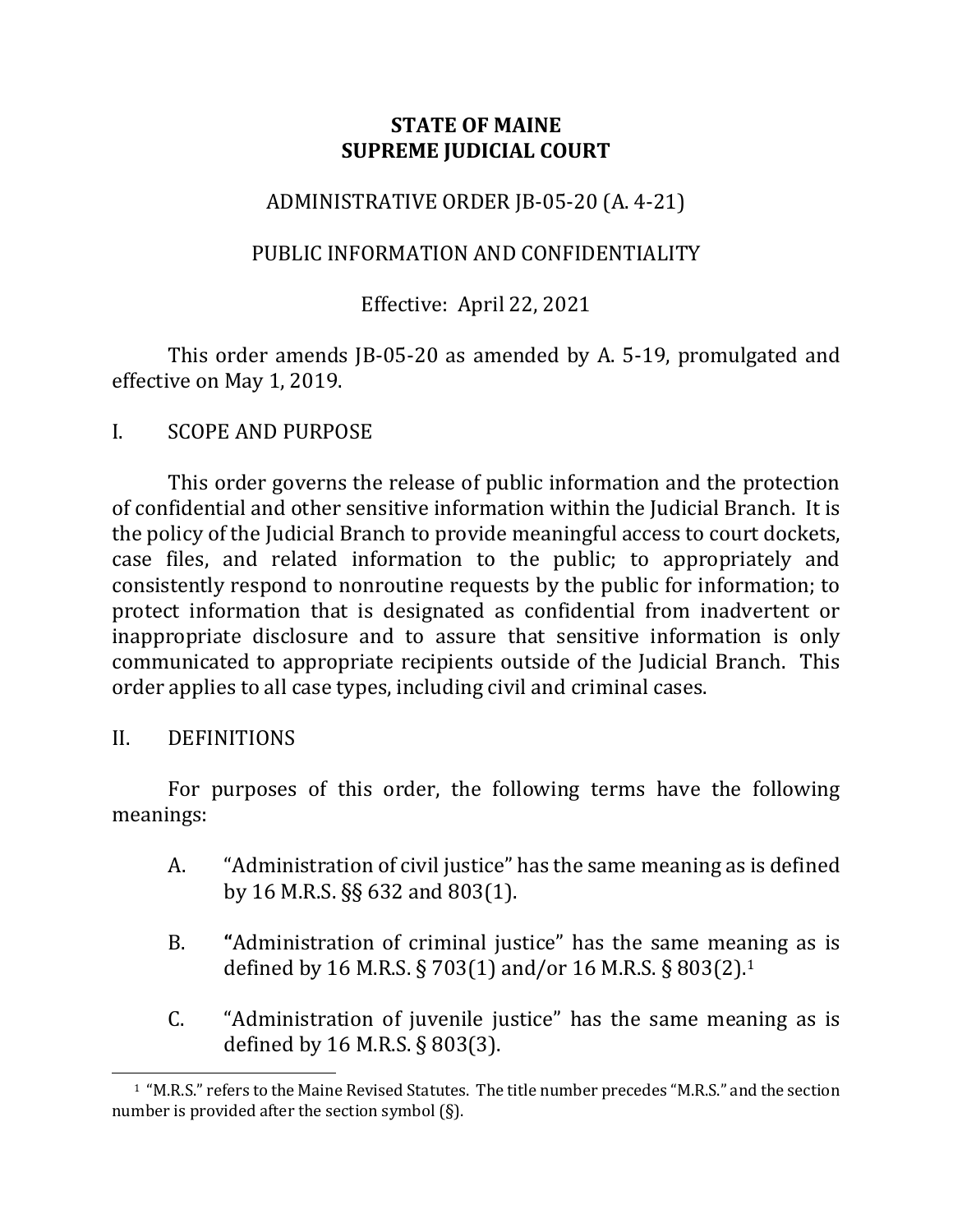# STATE OF MAINE
# SUPREME JUDICIAL COURT

## ADMINISTRATIVE ORDER JB-05-20 (A. 4-21)

## PUBLIC INFORMATION AND CONFIDENTIALITY

Effective: April 22, 2021

This order amends JB-05-20 as amended by A. 5-19, promulgated and effective on May 1, 2019.

## I. SCOPE AND PURPOSE

This order governs the release of public information and the protection of confidential and other sensitive information within the Judicial Branch. It is the policy of the Judicial Branch to provide meaningful access to court dockets, case files, and related information to the public; to appropriately and consistently respond to nonroutine requests by the public for information; to protect information that is designated as confidential from inadvertent or inappropriate disclosure and to assure that sensitive information is only communicated to appropriate recipients outside of the Judicial Branch. This order applies to all case types, including civil and criminal cases.

## II. DEFINITIONS

For purposes of this order, the following terms have the following meanings:

A. "Administration of civil justice" has the same meaning as is defined by 16 M.R.S. §§ 632 and 803(1).

B. "Administration of criminal justice" has the same meaning as is defined by 16 M.R.S. § 703(1) and/or 16 M.R.S. § 803(2).[1]

C. "Administration of juvenile justice" has the same meaning as is defined by 16 M.R.S. § 803(3).

---

[1] "M.R.S." refers to the Maine Revised Statutes. The title number precedes "M.R.S." and the section number is provided after the section symbol (§).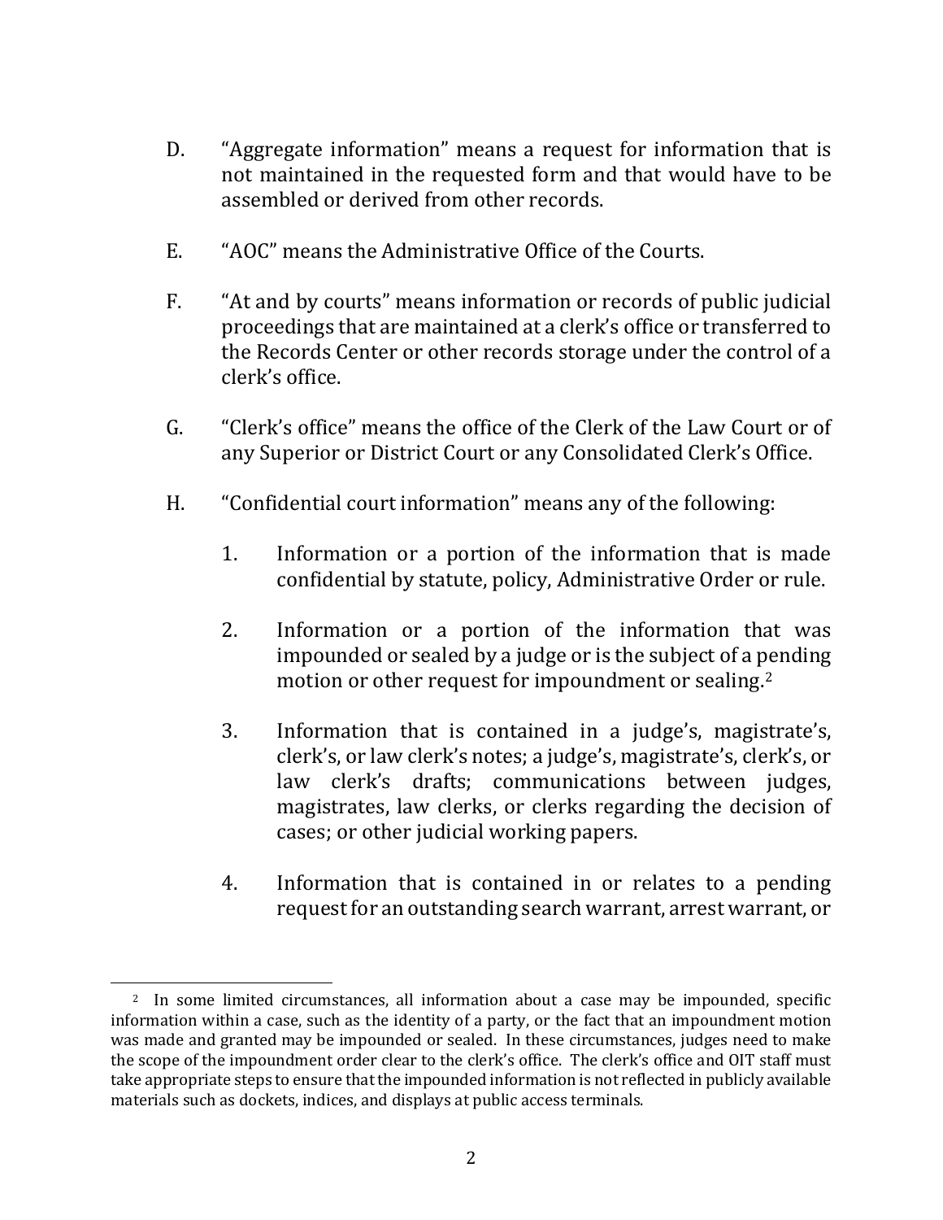D. "Aggregate information" means a request for information that is not maintained in the requested form and that would have to be assembled or derived from other records.

E. "AOC" means the Administrative Office of the Courts.

F. "At and by courts" means information or records of public judicial proceedings that are maintained at a clerk's office or transferred to the Records Center or other records storage under the control of a clerk's office.

G. "Clerk's office" means the office of the Clerk of the Law Court or of any Superior or District Court or any Consolidated Clerk's Office.

H. "Confidential court information" means any of the following:

1. Information or a portion of the information that is made confidential by statute, policy, Administrative Order or rule.

2. Information or a portion of the information that was impounded or sealed by a judge or is the subject of a pending motion or other request for impoundment or sealing.[2]

3. Information that is contained in a judge's, magistrate's, clerk's, or law clerk's notes; a judge's, magistrate's, clerk's, or law clerk's drafts; communications between judges, magistrates, law clerks, or clerks regarding the decision of cases; or other judicial working papers.

4. Information that is contained in or relates to a pending request for an outstanding search warrant, arrest warrant, or

[2] In some limited circumstances, all information about a case may be impounded, specific information within a case, such as the identity of a party, or the fact that an impoundment motion was made and granted may be impounded or sealed. In these circumstances, judges need to make the scope of the impoundment order clear to the clerk's office. The clerk's office and OIT staff must take appropriate steps to ensure that the impounded information is not reflected in publicly available materials such as dockets, indices, and displays at public access terminals.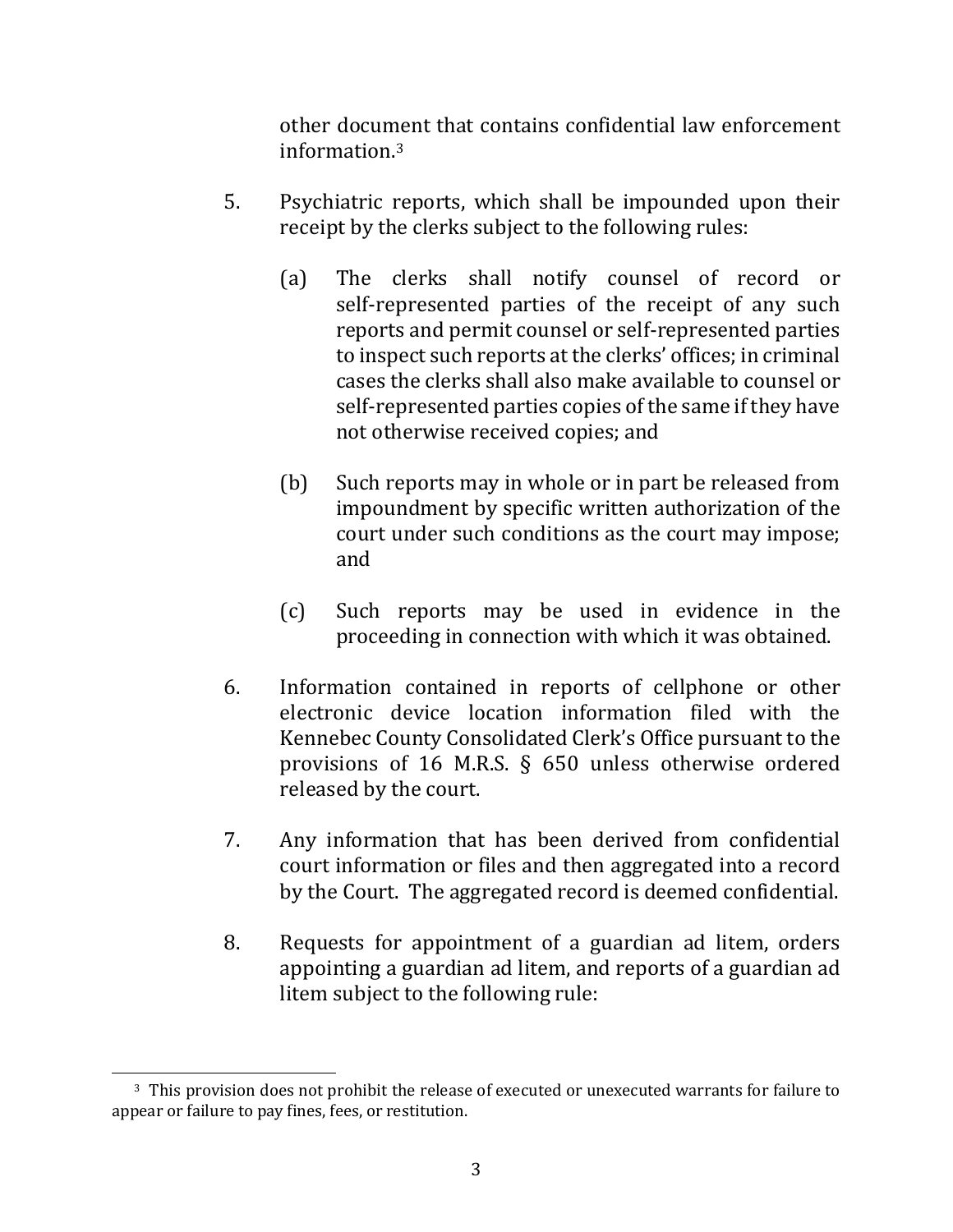other document that contains confidential law enforcement information.[3]

5. Psychiatric reports, which shall be impounded upon their receipt by the clerks subject to the following rules:

   (a) The clerks shall notify counsel of record or self-represented parties of the receipt of any such reports and permit counsel or self-represented parties to inspect such reports at the clerks' offices; in criminal cases the clerks shall also make available to counsel or self-represented parties copies of the same if they have not otherwise received copies; and

   (b) Such reports may in whole or in part be released from impoundment by specific written authorization of the court under such conditions as the court may impose; and

   (c) Such reports may be used in evidence in the proceeding in connection with which it was obtained.

6. Information contained in reports of cellphone or other electronic device location information filed with the Kennebec County Consolidated Clerk's Office pursuant to the provisions of 16 M.R.S. § 650 unless otherwise ordered released by the court.

7. Any information that has been derived from confidential court information or files and then aggregated into a record by the Court. The aggregated record is deemed confidential.

8. Requests for appointment of a guardian ad litem, orders appointing a guardian ad litem, and reports of a guardian ad litem subject to the following rule:

---

[3] This provision does not prohibit the release of executed or unexecuted warrants for failure to appear or failure to pay fines, fees, or restitution.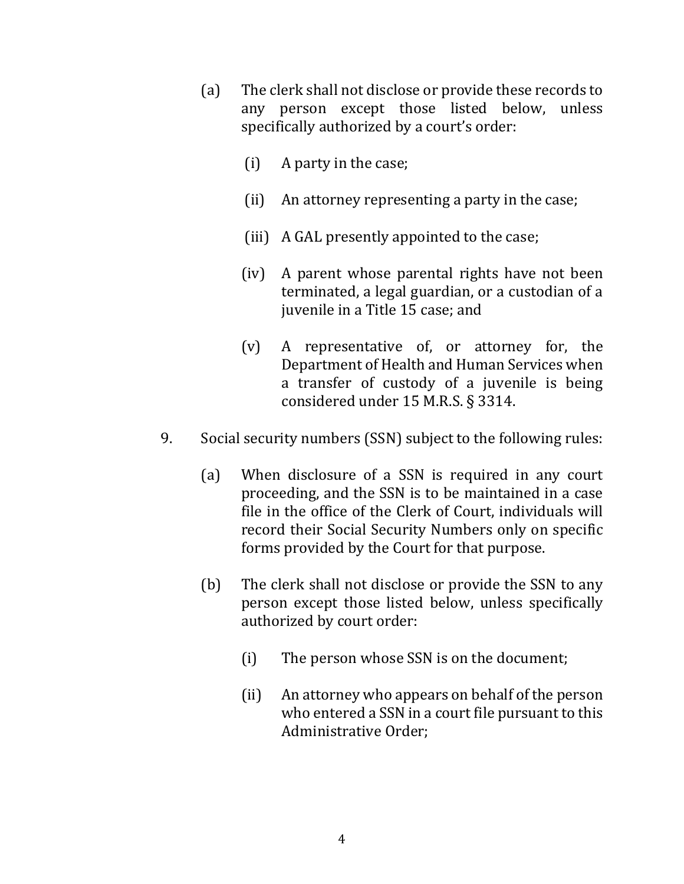(a) The clerk shall not disclose or provide these records to any person except those listed below, unless specifically authorized by a court's order:

   (i) A party in the case;

   (ii) An attorney representing a party in the case;

   (iii) A GAL presently appointed to the case;

   (iv) A parent whose parental rights have not been terminated, a legal guardian, or a custodian of a juvenile in a Title 15 case; and

   (v) A representative of, or attorney for, the Department of Health and Human Services when a transfer of custody of a juvenile is being considered under 15 M.R.S. § 3314.

9. Social security numbers (SSN) subject to the following rules:

   (a) When disclosure of a SSN is required in any court proceeding, and the SSN is to be maintained in a case file in the office of the Clerk of Court, individuals will record their Social Security Numbers only on specific forms provided by the Court for that purpose.

   (b) The clerk shall not disclose or provide the SSN to any person except those listed below, unless specifically authorized by court order:

      (i) The person whose SSN is on the document;

      (ii) An attorney who appears on behalf of the person who entered a SSN in a court file pursuant to this Administrative Order;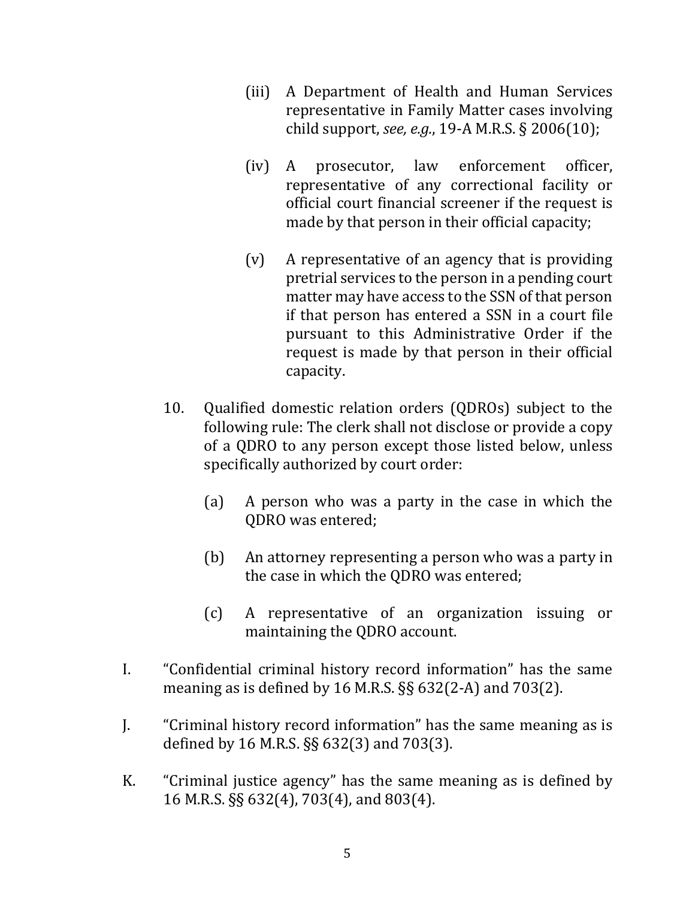(iii) A Department of Health and Human Services representative in Family Matter cases involving child support, *see, e.g.*, 19-A M.R.S. § 2006(10);

(iv) A prosecutor, law enforcement officer, representative of any correctional facility or official court financial screener if the request is made by that person in their official capacity;

(v) A representative of an agency that is providing pretrial services to the person in a pending court matter may have access to the SSN of that person if that person has entered a SSN in a court file pursuant to this Administrative Order if the request is made by that person in their official capacity.

10. Qualified domestic relation orders (QDROs) subject to the following rule: The clerk shall not disclose or provide a copy of a QDRO to any person except those listed below, unless specifically authorized by court order:

    (a) A person who was a party in the case in which the QDRO was entered;

    (b) An attorney representing a person who was a party in the case in which the QDRO was entered;

    (c) A representative of an organization issuing or maintaining the QDRO account.

I. "Confidential criminal history record information" has the same meaning as is defined by 16 M.R.S. §§ 632(2-A) and 703(2).

J. "Criminal history record information" has the same meaning as is defined by 16 M.R.S. §§ 632(3) and 703(3).

K. "Criminal justice agency" has the same meaning as is defined by 16 M.R.S. §§ 632(4), 703(4), and 803(4).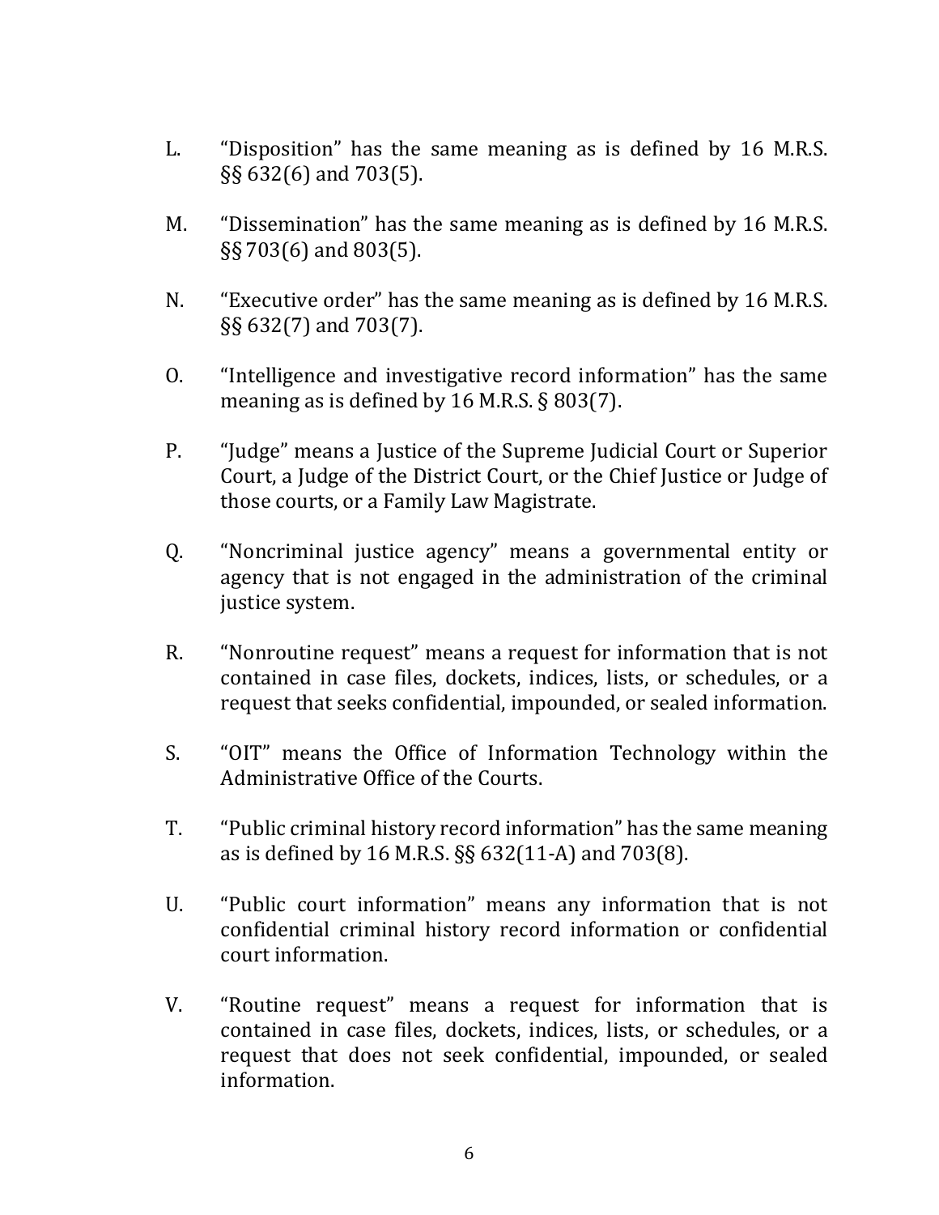L. "Disposition" has the same meaning as is defined by 16 M.R.S. §§ 632(6) and 703(5).

M. "Dissemination" has the same meaning as is defined by 16 M.R.S. §§ 703(6) and 803(5).

N. "Executive order" has the same meaning as is defined by 16 M.R.S. §§ 632(7) and 703(7).

O. "Intelligence and investigative record information" has the same meaning as is defined by 16 M.R.S. § 803(7).

P. "Judge" means a Justice of the Supreme Judicial Court or Superior Court, a Judge of the District Court, or the Chief Justice or Judge of those courts, or a Family Law Magistrate.

Q. "Noncriminal justice agency" means a governmental entity or agency that is not engaged in the administration of the criminal justice system.

R. "Nonroutine request" means a request for information that is not contained in case files, dockets, indices, lists, or schedules, or a request that seeks confidential, impounded, or sealed information.

S. "OIT" means the Office of Information Technology within the Administrative Office of the Courts.

T. "Public criminal history record information" has the same meaning as is defined by 16 M.R.S. §§ 632(11-A) and 703(8).

U. "Public court information" means any information that is not confidential criminal history record information or confidential court information.

V. "Routine request" means a request for information that is contained in case files, dockets, indices, lists, or schedules, or a request that does not seek confidential, impounded, or sealed information.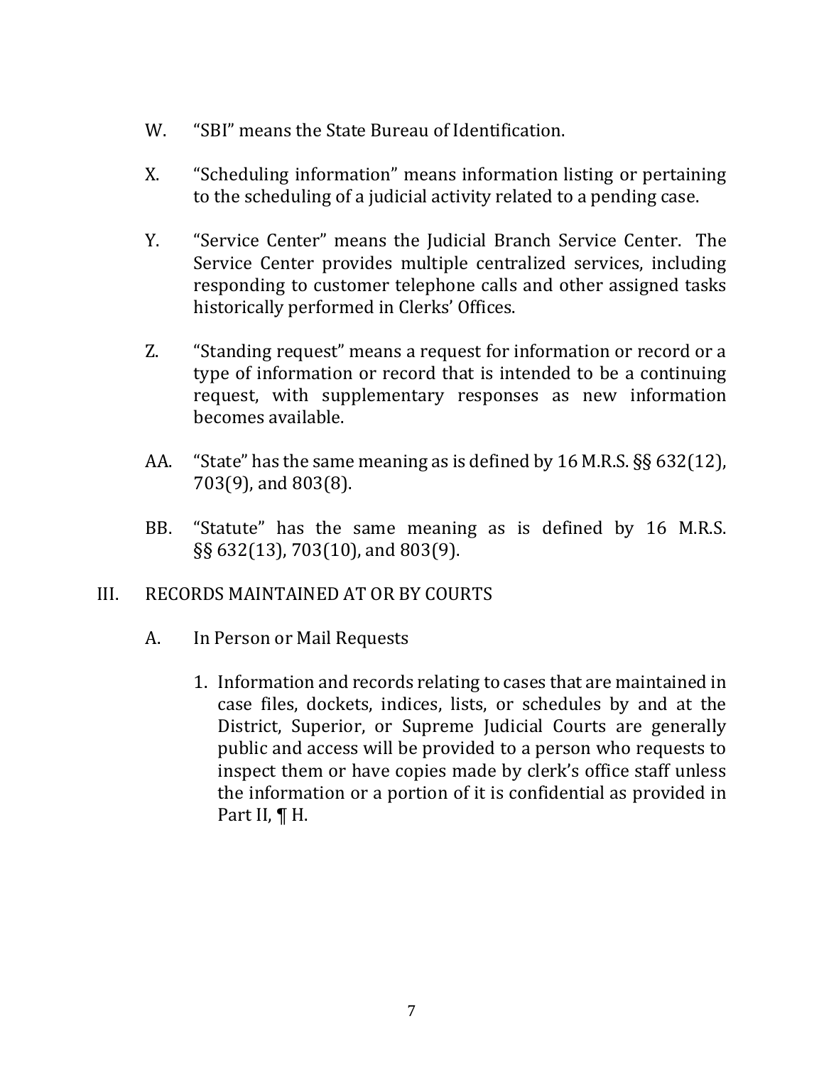W. "SBI" means the State Bureau of Identification.

X. "Scheduling information" means information listing or pertaining to the scheduling of a judicial activity related to a pending case.

Y. "Service Center" means the Judicial Branch Service Center. The Service Center provides multiple centralized services, including responding to customer telephone calls and other assigned tasks historically performed in Clerks' Offices.

Z. "Standing request" means a request for information or record or a type of information or record that is intended to be a continuing request, with supplementary responses as new information becomes available.

AA. "State" has the same meaning as is defined by 16 M.R.S. §§ 632(12), 703(9), and 803(8).

BB. "Statute" has the same meaning as is defined by 16 M.R.S. §§ 632(13), 703(10), and 803(9).

## III. RECORDS MAINTAINED AT OR BY COURTS

### A. In Person or Mail Requests

1. Information and records relating to cases that are maintained in case files, dockets, indices, lists, or schedules by and at the District, Superior, or Supreme Judicial Courts are generally public and access will be provided to a person who requests to inspect them or have copies made by clerk's office staff unless the information or a portion of it is confidential as provided in Part II, ¶ H.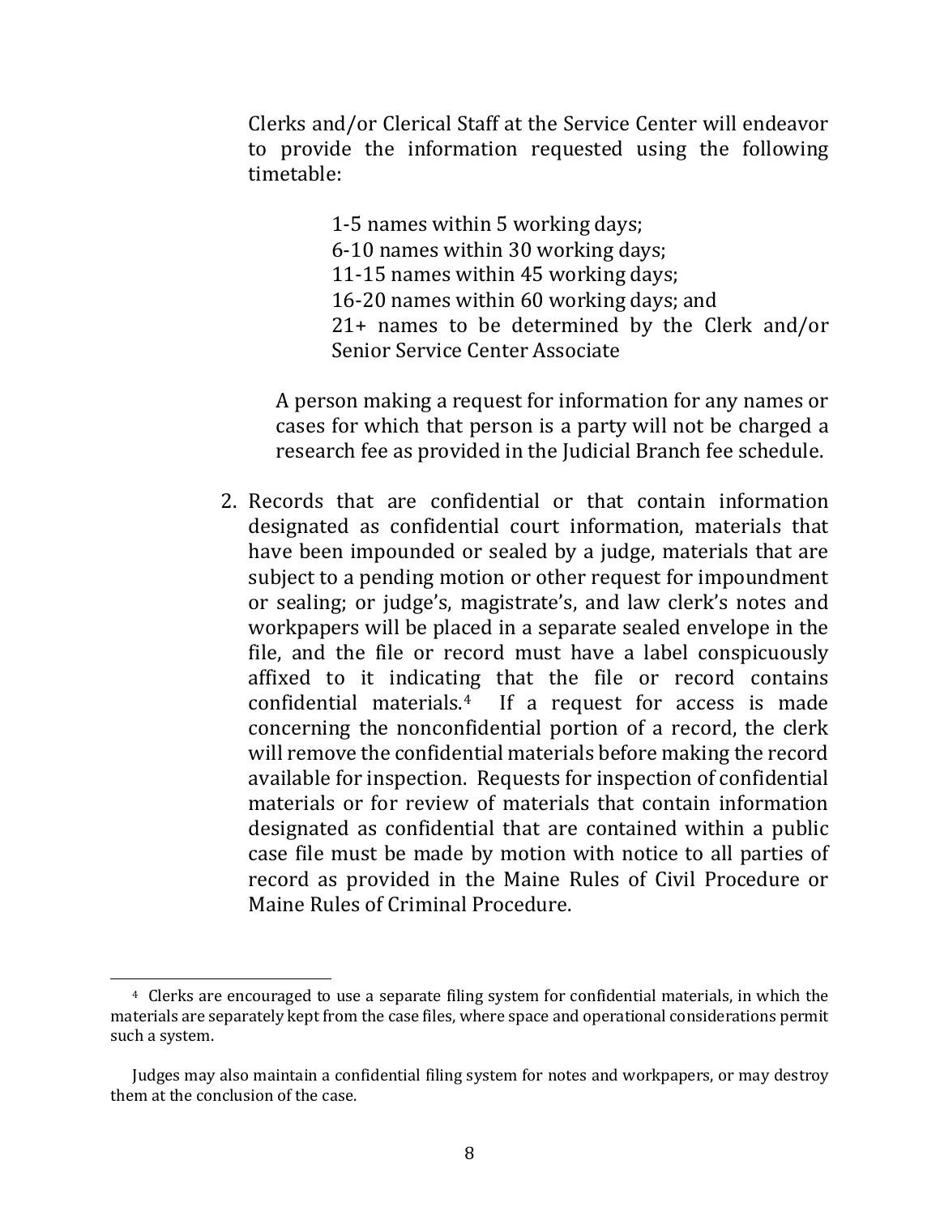Clerks and/or Clerical Staff at the Service Center will endeavor to provide the information requested using the following timetable:

> 1-5 names within 5 working days;
> 6-10 names within 30 working days;
> 11-15 names within 45 working days;
> 16-20 names within 60 working days; and
> 21+ names to be determined by the Clerk and/or Senior Service Center Associate

A person making a request for information for any names or cases for which that person is a party will not be charged a research fee as provided in the Judicial Branch fee schedule.

2. Records that are confidential or that contain information designated as confidential court information, materials that have been impounded or sealed by a judge, materials that are subject to a pending motion or other request for impoundment or sealing; or judge's, magistrate's, and law clerk's notes and workpapers will be placed in a separate sealed envelope in the file, and the file or record must have a label conspicuously affixed to it indicating that the file or record contains confidential materials.[4] If a request for access is made concerning the nonconfidential portion of a record, the clerk will remove the confidential materials before making the record available for inspection. Requests for inspection of confidential materials or for review of materials that contain information designated as confidential that are contained within a public case file must be made by motion with notice to all parties of record as provided in the Maine Rules of Civil Procedure or Maine Rules of Criminal Procedure.

---

[4] Clerks are encouraged to use a separate filing system for confidential materials, in which the materials are separately kept from the case files, where space and operational considerations permit such a system.

Judges may also maintain a confidential filing system for notes and workpapers, or may destroy them at the conclusion of the case.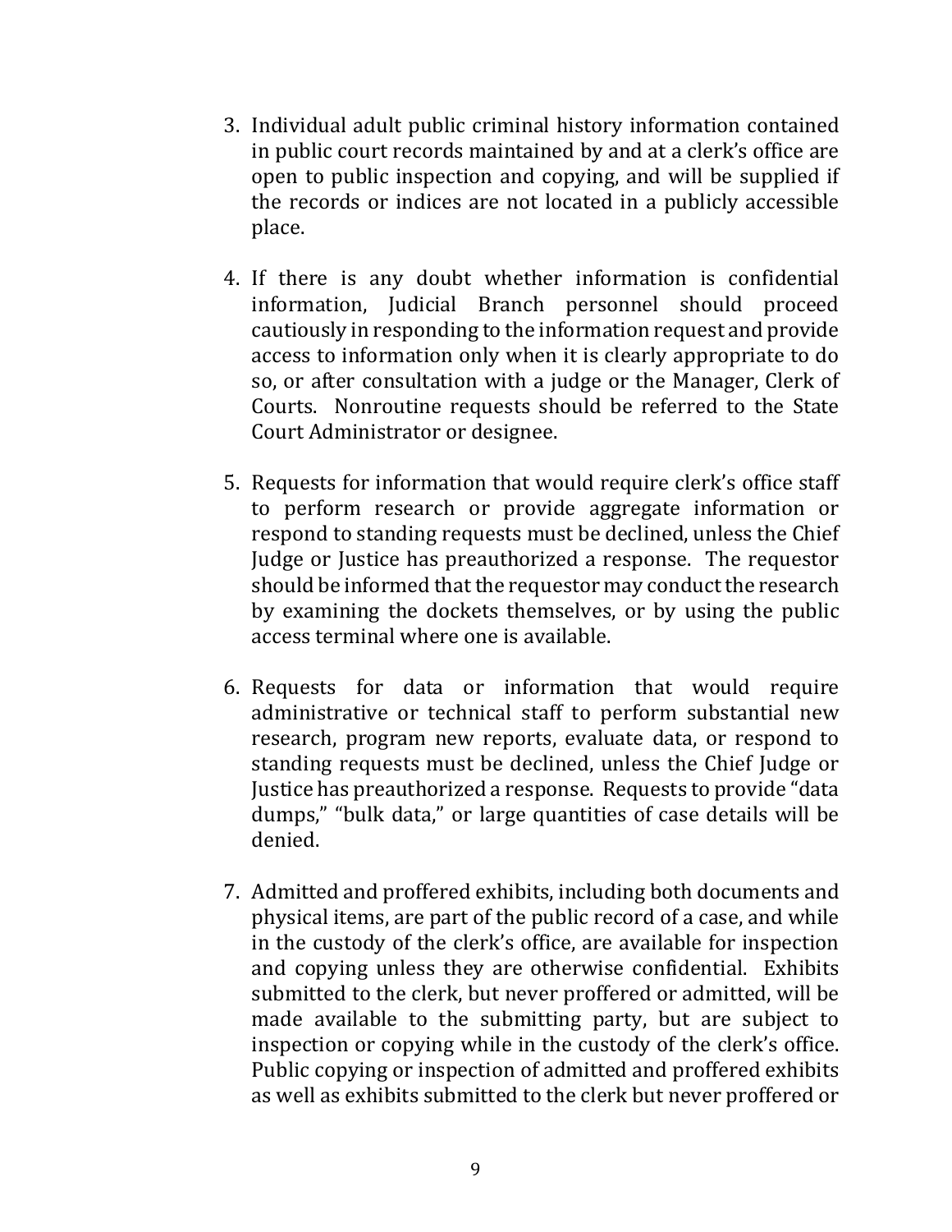3. Individual adult public criminal history information contained in public court records maintained by and at a clerk's office are open to public inspection and copying, and will be supplied if the records or indices are not located in a publicly accessible place.

4. If there is any doubt whether information is confidential information, Judicial Branch personnel should proceed cautiously in responding to the information request and provide access to information only when it is clearly appropriate to do so, or after consultation with a judge or the Manager, Clerk of Courts. Nonroutine requests should be referred to the State Court Administrator or designee.

5. Requests for information that would require clerk's office staff to perform research or provide aggregate information or respond to standing requests must be declined, unless the Chief Judge or Justice has preauthorized a response. The requestor should be informed that the requestor may conduct the research by examining the dockets themselves, or by using the public access terminal where one is available.

6. Requests for data or information that would require administrative or technical staff to perform substantial new research, program new reports, evaluate data, or respond to standing requests must be declined, unless the Chief Judge or Justice has preauthorized a response. Requests to provide "data dumps," "bulk data," or large quantities of case details will be denied.

7. Admitted and proffered exhibits, including both documents and physical items, are part of the public record of a case, and while in the custody of the clerk's office, are available for inspection and copying unless they are otherwise confidential. Exhibits submitted to the clerk, but never proffered or admitted, will be made available to the submitting party, but are subject to inspection or copying while in the custody of the clerk's office. Public copying or inspection of admitted and proffered exhibits as well as exhibits submitted to the clerk but never proffered or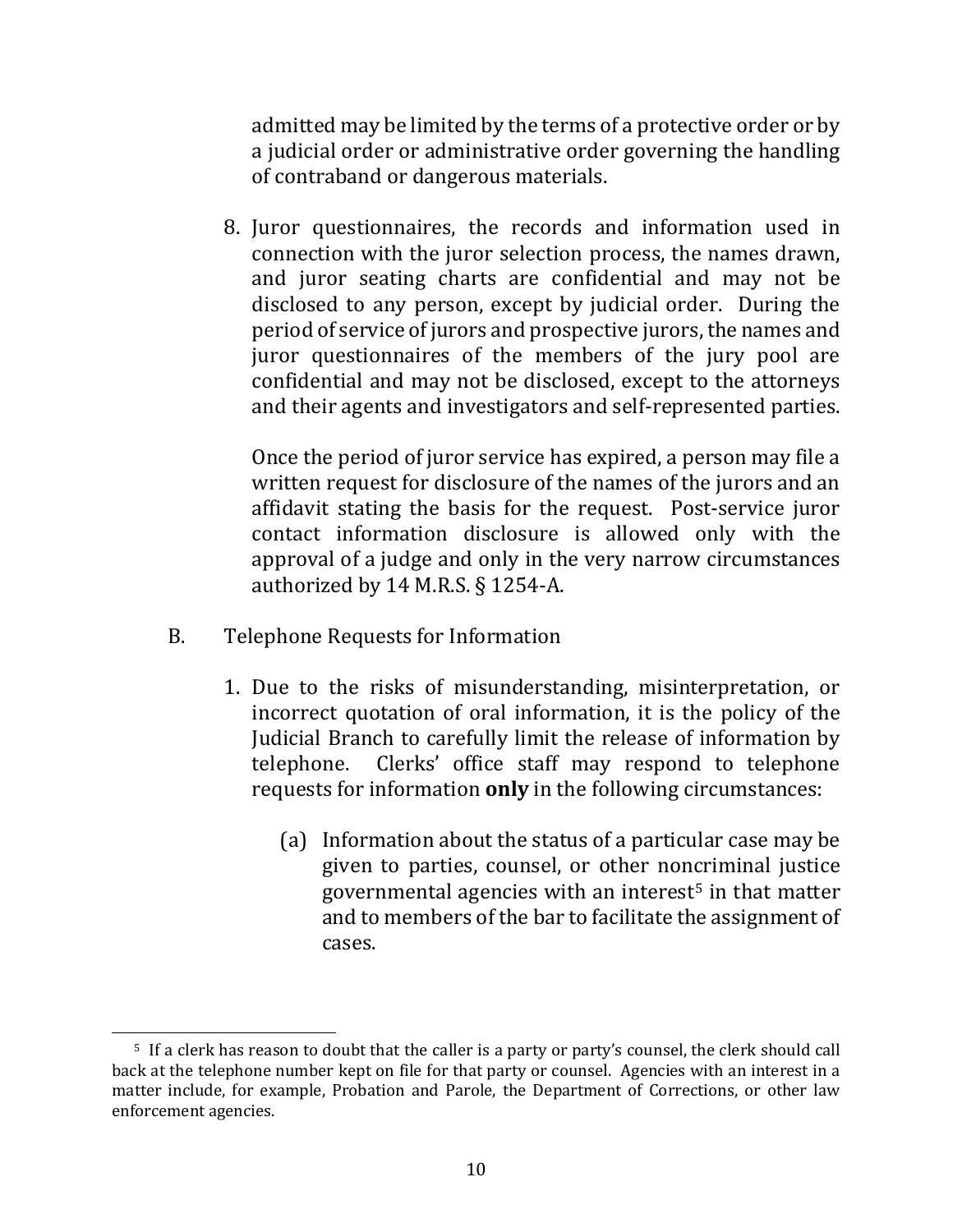admitted may be limited by the terms of a protective order or by a judicial order or administrative order governing the handling of contraband or dangerous materials.

8. Juror questionnaires, the records and information used in connection with the juror selection process, the names drawn, and juror seating charts are confidential and may not be disclosed to any person, except by judicial order. During the period of service of jurors and prospective jurors, the names and juror questionnaires of the members of the jury pool are confidential and may not be disclosed, except to the attorneys and their agents and investigators and self-represented parties.

   Once the period of juror service has expired, a person may file a written request for disclosure of the names of the jurors and an affidavit stating the basis for the request. Post-service juror contact information disclosure is allowed only with the approval of a judge and only in the very narrow circumstances authorized by 14 M.R.S. § 1254-A.

B. Telephone Requests for Information

1. Due to the risks of misunderstanding, misinterpretation, or incorrect quotation of oral information, it is the policy of the Judicial Branch to carefully limit the release of information by telephone. Clerks' office staff may respond to telephone requests for information **only** in the following circumstances:

   (a) Information about the status of a particular case may be given to parties, counsel, or other noncriminal justice governmental agencies with an interest[5] in that matter and to members of the bar to facilitate the assignment of cases.

---

[5] If a clerk has reason to doubt that the caller is a party or party's counsel, the clerk should call back at the telephone number kept on file for that party or counsel. Agencies with an interest in a matter include, for example, Probation and Parole, the Department of Corrections, or other law enforcement agencies.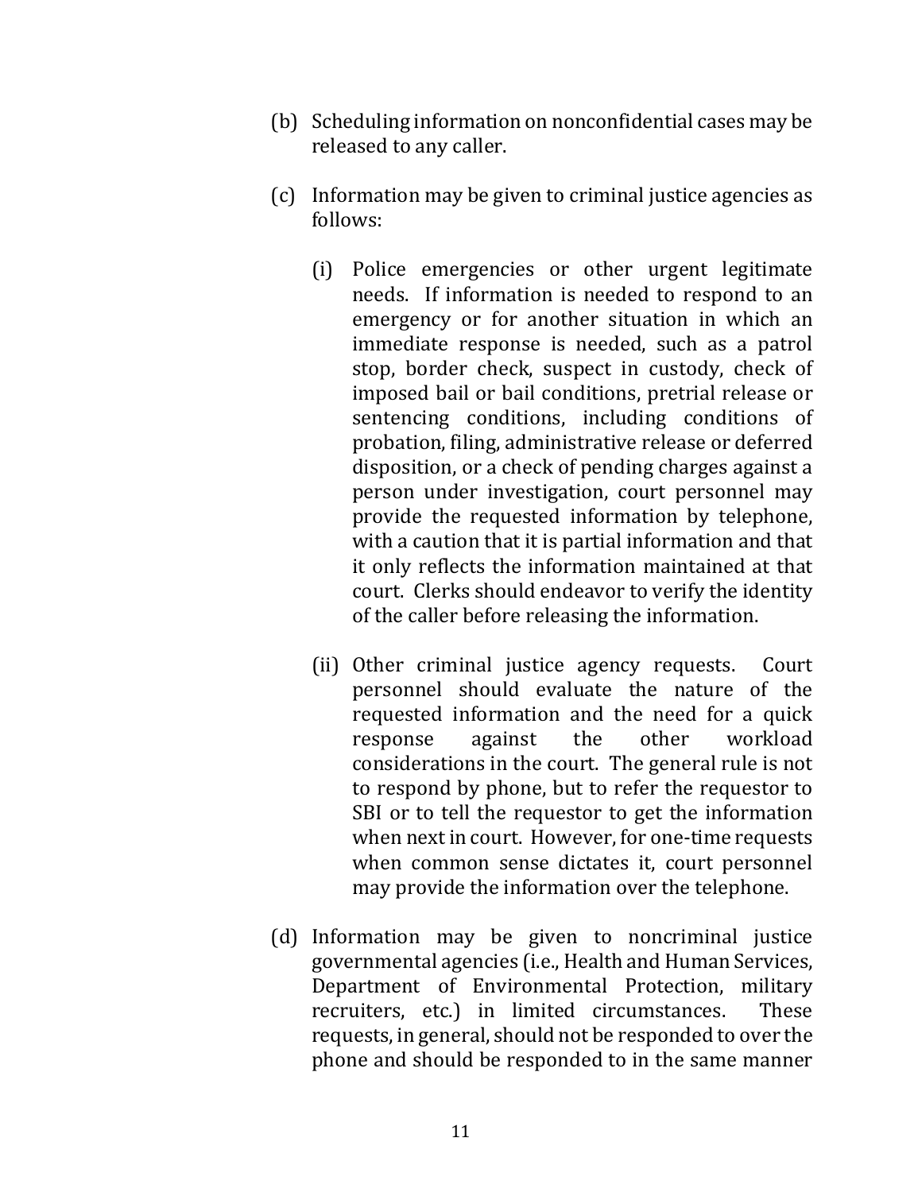(b) Scheduling information on nonconfidential cases may be released to any caller.

(c) Information may be given to criminal justice agencies as follows:

   (i) Police emergencies or other urgent legitimate needs. If information is needed to respond to an emergency or for another situation in which an immediate response is needed, such as a patrol stop, border check, suspect in custody, check of imposed bail or bail conditions, pretrial release or sentencing conditions, including conditions of probation, filing, administrative release or deferred disposition, or a check of pending charges against a person under investigation, court personnel may provide the requested information by telephone, with a caution that it is partial information and that it only reflects the information maintained at that court. Clerks should endeavor to verify the identity of the caller before releasing the information.

   (ii) Other criminal justice agency requests. Court personnel should evaluate the nature of the requested information and the need for a quick response against the other workload considerations in the court. The general rule is not to respond by phone, but to refer the requestor to SBI or to tell the requestor to get the information when next in court. However, for one-time requests when common sense dictates it, court personnel may provide the information over the telephone.

(d) Information may be given to noncriminal justice governmental agencies (i.e., Health and Human Services, Department of Environmental Protection, military recruiters, etc.) in limited circumstances. These requests, in general, should not be responded to over the phone and should be responded to in the same manner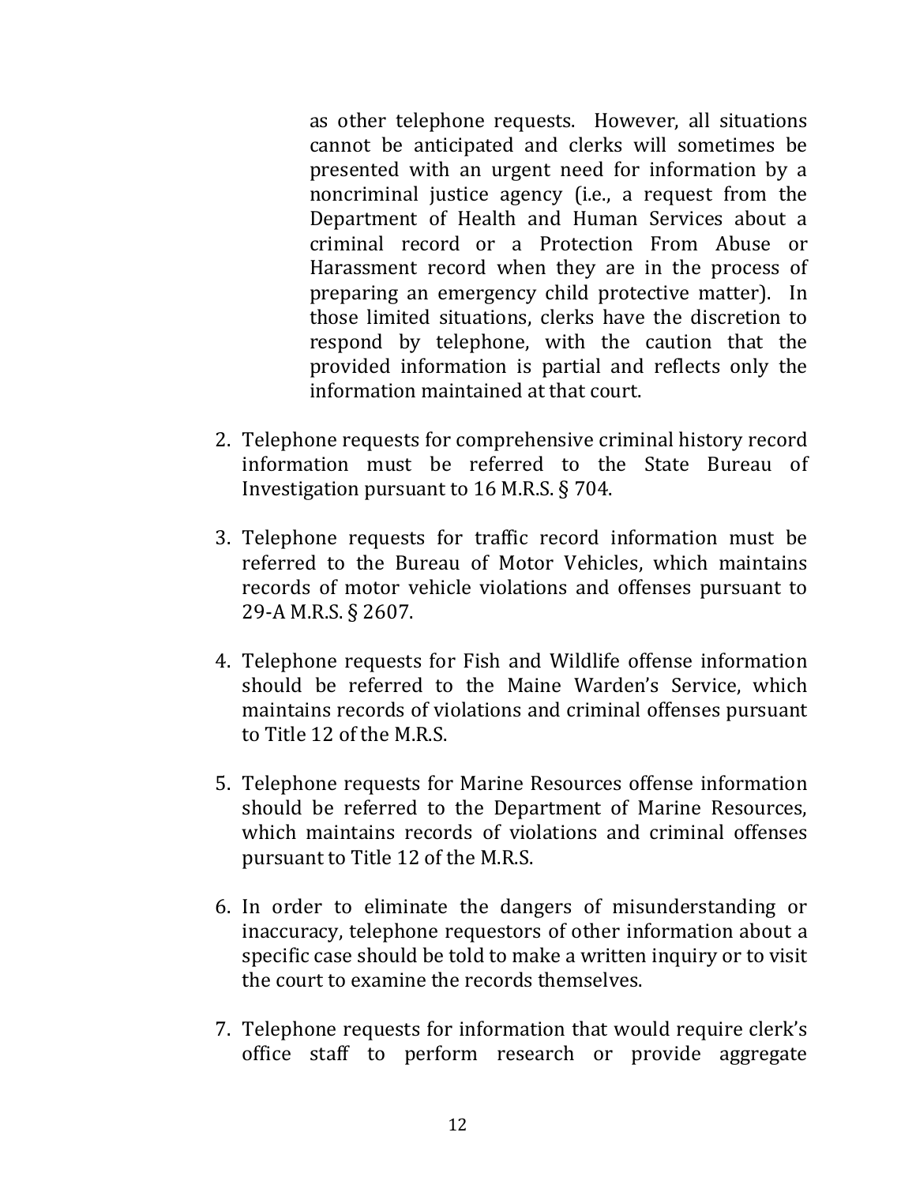as other telephone requests. However, all situations cannot be anticipated and clerks will sometimes be presented with an urgent need for information by a noncriminal justice agency (i.e., a request from the Department of Health and Human Services about a criminal record or a Protection From Abuse or Harassment record when they are in the process of preparing an emergency child protective matter). In those limited situations, clerks have the discretion to respond by telephone, with the caution that the provided information is partial and reflects only the information maintained at that court.

2. Telephone requests for comprehensive criminal history record information must be referred to the State Bureau of Investigation pursuant to 16 M.R.S. § 704.

3. Telephone requests for traffic record information must be referred to the Bureau of Motor Vehicles, which maintains records of motor vehicle violations and offenses pursuant to 29-A M.R.S. § 2607.

4. Telephone requests for Fish and Wildlife offense information should be referred to the Maine Warden's Service, which maintains records of violations and criminal offenses pursuant to Title 12 of the M.R.S.

5. Telephone requests for Marine Resources offense information should be referred to the Department of Marine Resources, which maintains records of violations and criminal offenses pursuant to Title 12 of the M.R.S.

6. In order to eliminate the dangers of misunderstanding or inaccuracy, telephone requestors of other information about a specific case should be told to make a written inquiry or to visit the court to examine the records themselves.

7. Telephone requests for information that would require clerk's office staff to perform research or provide aggregate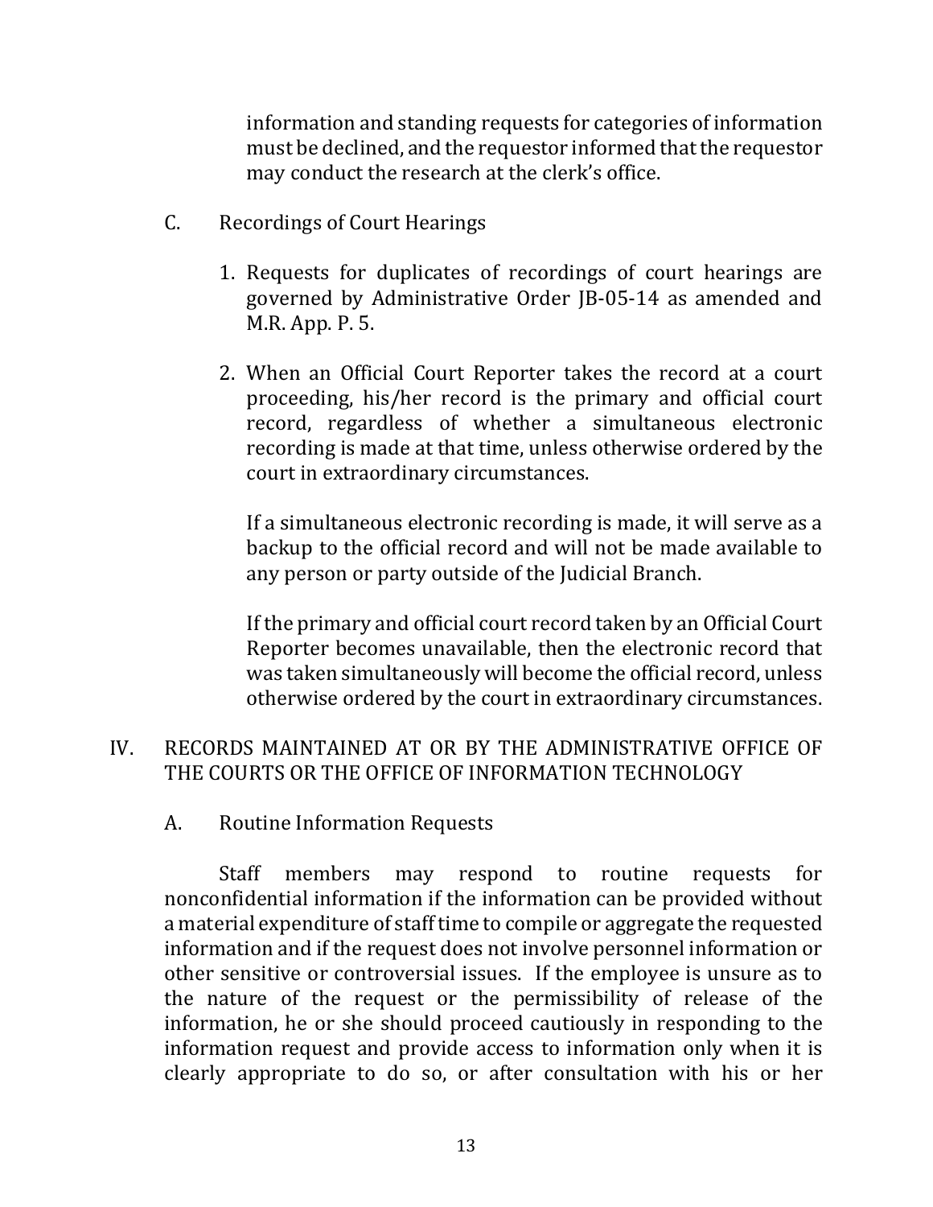information and standing requests for categories of information must be declined, and the requestor informed that the requestor may conduct the research at the clerk's office.

C. Recordings of Court Hearings

1. Requests for duplicates of recordings of court hearings are governed by Administrative Order JB-05-14 as amended and M.R. App. P. 5.

2. When an Official Court Reporter takes the record at a court proceeding, his/her record is the primary and official court record, regardless of whether a simultaneous electronic recording is made at that time, unless otherwise ordered by the court in extraordinary circumstances.

   If a simultaneous electronic recording is made, it will serve as a backup to the official record and will not be made available to any person or party outside of the Judicial Branch.

   If the primary and official court record taken by an Official Court Reporter becomes unavailable, then the electronic record that was taken simultaneously will become the official record, unless otherwise ordered by the court in extraordinary circumstances.

## IV. RECORDS MAINTAINED AT OR BY THE ADMINISTRATIVE OFFICE OF THE COURTS OR THE OFFICE OF INFORMATION TECHNOLOGY

A. Routine Information Requests

Staff members may respond to routine requests for nonconfidential information if the information can be provided without a material expenditure of staff time to compile or aggregate the requested information and if the request does not involve personnel information or other sensitive or controversial issues. If the employee is unsure as to the nature of the request or the permissibility of release of the information, he or she should proceed cautiously in responding to the information request and provide access to information only when it is clearly appropriate to do so, or after consultation with his or her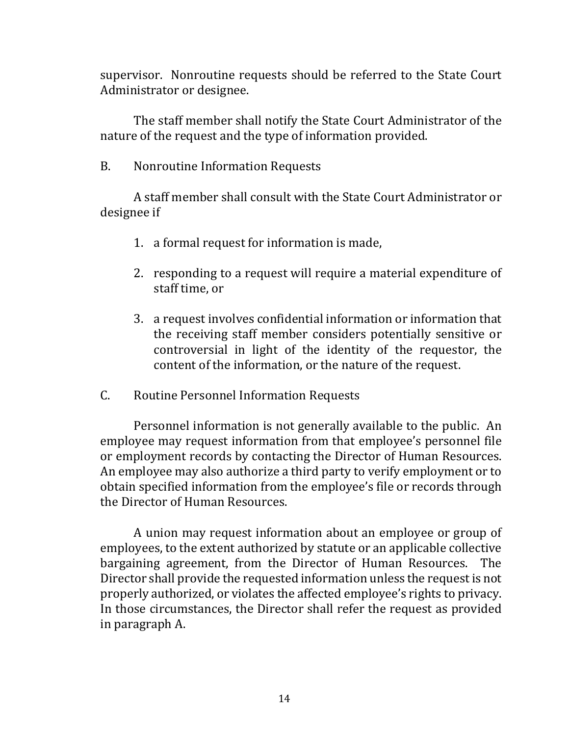supervisor. Nonroutine requests should be referred to the State Court Administrator or designee.

The staff member shall notify the State Court Administrator of the nature of the request and the type of information provided.

B. Nonroutine Information Requests

A staff member shall consult with the State Court Administrator or designee if

1. a formal request for information is made,
2. responding to a request will require a material expenditure of staff time, or
3. a request involves confidential information or information that the receiving staff member considers potentially sensitive or controversial in light of the identity of the requestor, the content of the information, or the nature of the request.

C. Routine Personnel Information Requests

Personnel information is not generally available to the public. An employee may request information from that employee's personnel file or employment records by contacting the Director of Human Resources. An employee may also authorize a third party to verify employment or to obtain specified information from the employee's file or records through the Director of Human Resources.

A union may request information about an employee or group of employees, to the extent authorized by statute or an applicable collective bargaining agreement, from the Director of Human Resources. The Director shall provide the requested information unless the request is not properly authorized, or violates the affected employee's rights to privacy. In those circumstances, the Director shall refer the request as provided in paragraph A.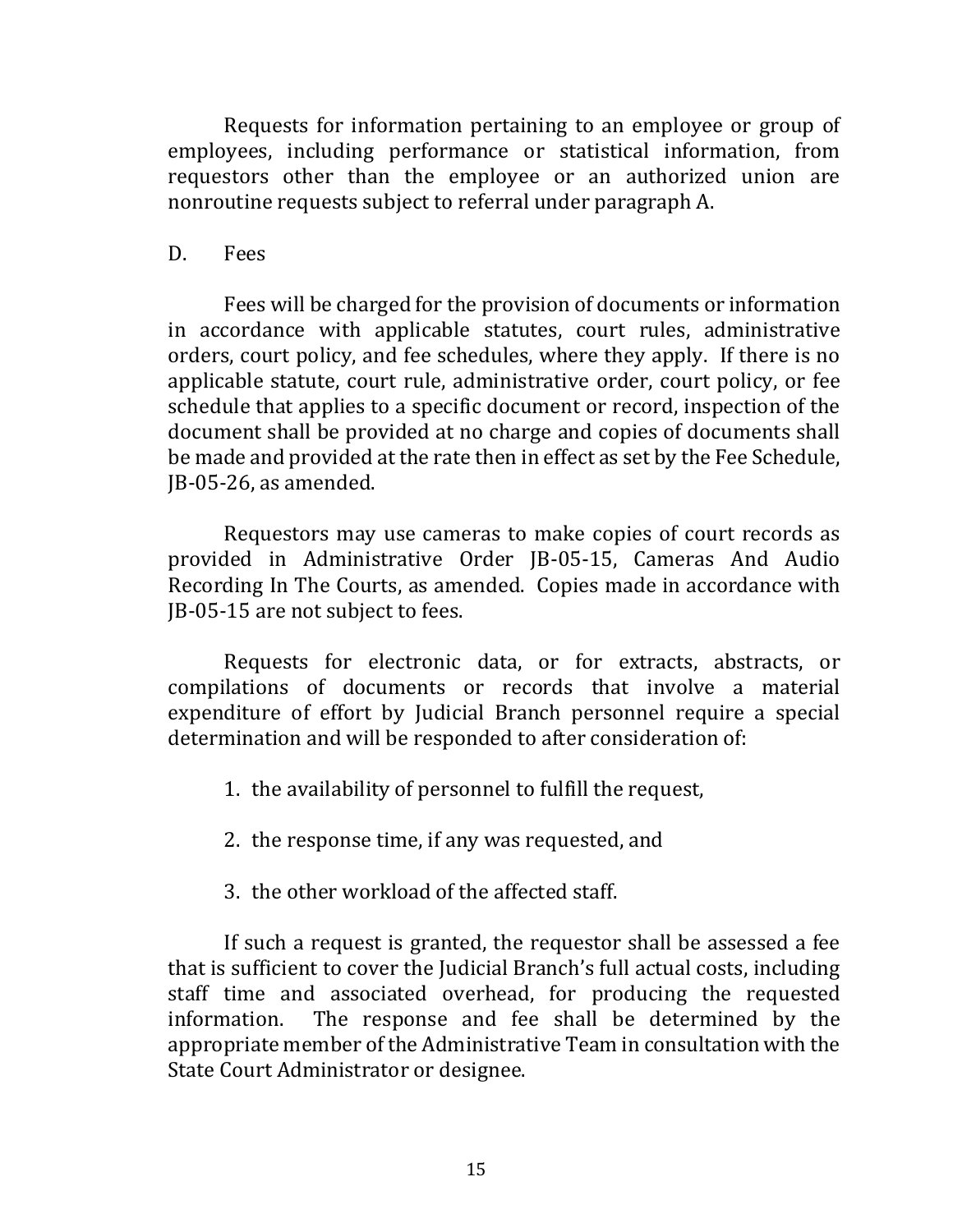Requests for information pertaining to an employee or group of employees, including performance or statistical information, from requestors other than the employee or an authorized union are nonroutine requests subject to referral under paragraph A.

D. Fees

Fees will be charged for the provision of documents or information in accordance with applicable statutes, court rules, administrative orders, court policy, and fee schedules, where they apply. If there is no applicable statute, court rule, administrative order, court policy, or fee schedule that applies to a specific document or record, inspection of the document shall be provided at no charge and copies of documents shall be made and provided at the rate then in effect as set by the Fee Schedule, JB-05-26, as amended.

Requestors may use cameras to make copies of court records as provided in Administrative Order JB-05-15, Cameras And Audio Recording In The Courts, as amended. Copies made in accordance with JB-05-15 are not subject to fees.

Requests for electronic data, or for extracts, abstracts, or compilations of documents or records that involve a material expenditure of effort by Judicial Branch personnel require a special determination and will be responded to after consideration of:

1. the availability of personnel to fulfill the request,

2. the response time, if any was requested, and

3. the other workload of the affected staff.

If such a request is granted, the requestor shall be assessed a fee that is sufficient to cover the Judicial Branch's full actual costs, including staff time and associated overhead, for producing the requested information. The response and fee shall be determined by the appropriate member of the Administrative Team in consultation with the State Court Administrator or designee.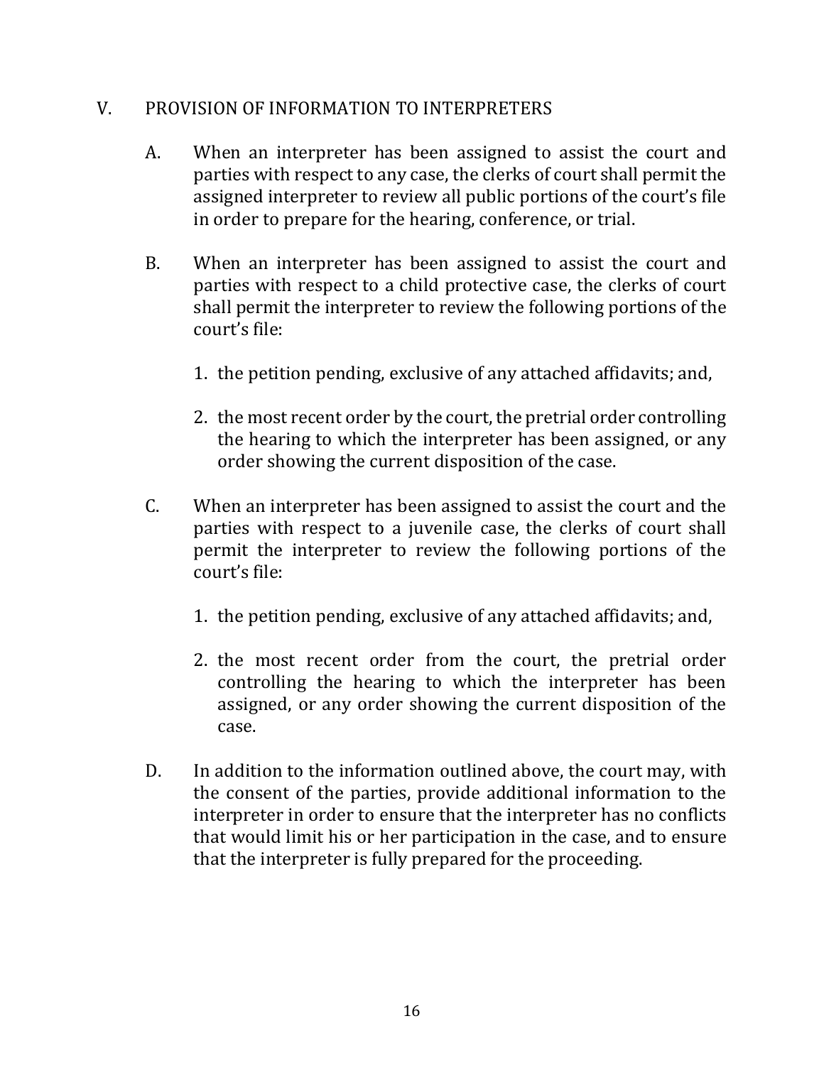## V. PROVISION OF INFORMATION TO INTERPRETERS

A. When an interpreter has been assigned to assist the court and parties with respect to any case, the clerks of court shall permit the assigned interpreter to review all public portions of the court's file in order to prepare for the hearing, conference, or trial.

B. When an interpreter has been assigned to assist the court and parties with respect to a child protective case, the clerks of court shall permit the interpreter to review the following portions of the court's file:

   1. the petition pending, exclusive of any attached affidavits; and,

   2. the most recent order by the court, the pretrial order controlling the hearing to which the interpreter has been assigned, or any order showing the current disposition of the case.

C. When an interpreter has been assigned to assist the court and the parties with respect to a juvenile case, the clerks of court shall permit the interpreter to review the following portions of the court's file:

   1. the petition pending, exclusive of any attached affidavits; and,

   2. the most recent order from the court, the pretrial order controlling the hearing to which the interpreter has been assigned, or any order showing the current disposition of the case.

D. In addition to the information outlined above, the court may, with the consent of the parties, provide additional information to the interpreter in order to ensure that the interpreter has no conflicts that would limit his or her participation in the case, and to ensure that the interpreter is fully prepared for the proceeding.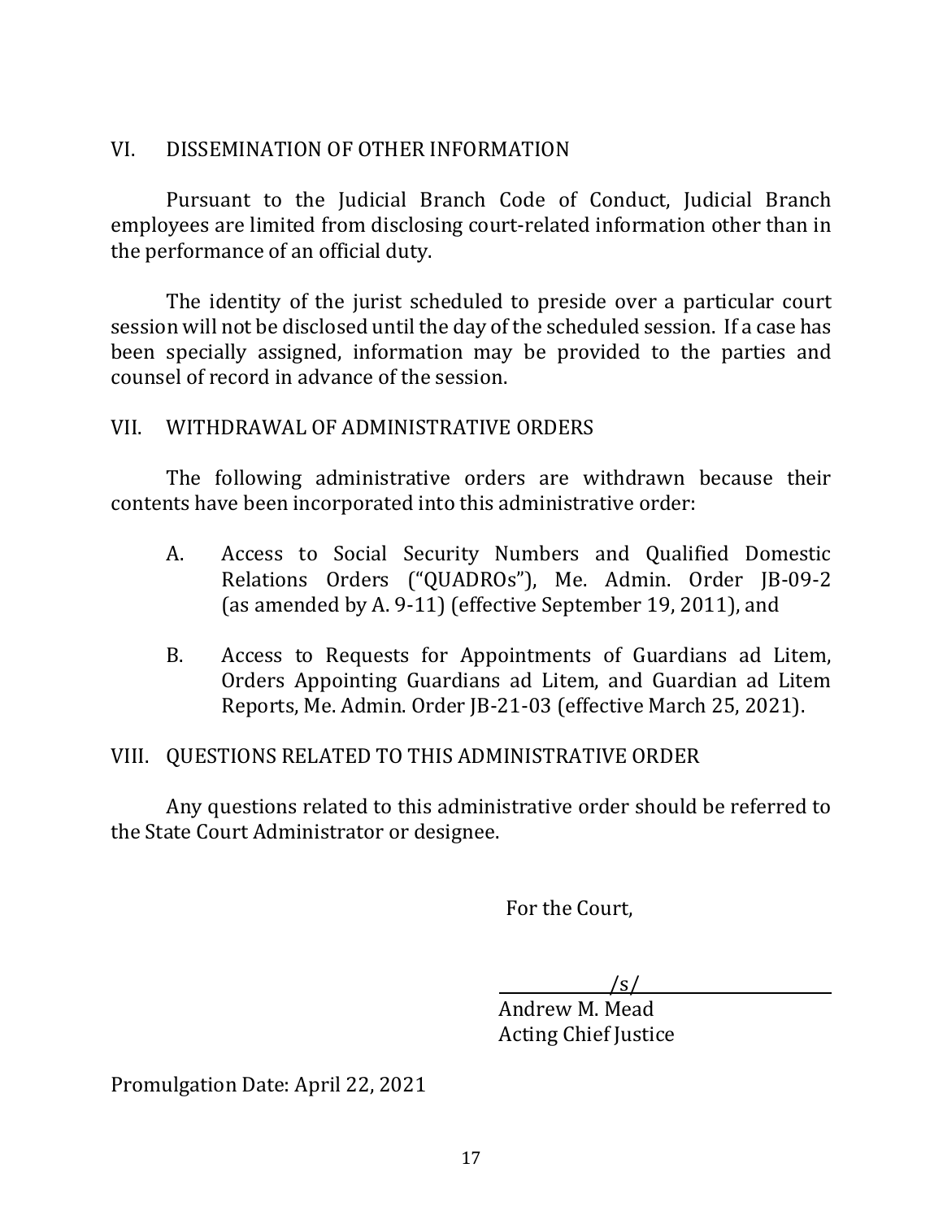## VI. DISSEMINATION OF OTHER INFORMATION

Pursuant to the Judicial Branch Code of Conduct, Judicial Branch employees are limited from disclosing court-related information other than in the performance of an official duty.

The identity of the jurist scheduled to preside over a particular court session will not be disclosed until the day of the scheduled session. If a case has been specially assigned, information may be provided to the parties and counsel of record in advance of the session.

## VII. WITHDRAWAL OF ADMINISTRATIVE ORDERS

The following administrative orders are withdrawn because their contents have been incorporated into this administrative order:

A. Access to Social Security Numbers and Qualified Domestic Relations Orders ("QUADROs"), Me. Admin. Order JB-09-2 (as amended by A. 9-11) (effective September 19, 2011), and

B. Access to Requests for Appointments of Guardians ad Litem, Orders Appointing Guardians ad Litem, and Guardian ad Litem Reports, Me. Admin. Order JB-21-03 (effective March 25, 2021).

## VIII. QUESTIONS RELATED TO THIS ADMINISTRATIVE ORDER

Any questions related to this administrative order should be referred to the State Court Administrator or designee.

For the Court,

/s/
Andrew M. Mead
Acting Chief Justice

Promulgation Date: April 22, 2021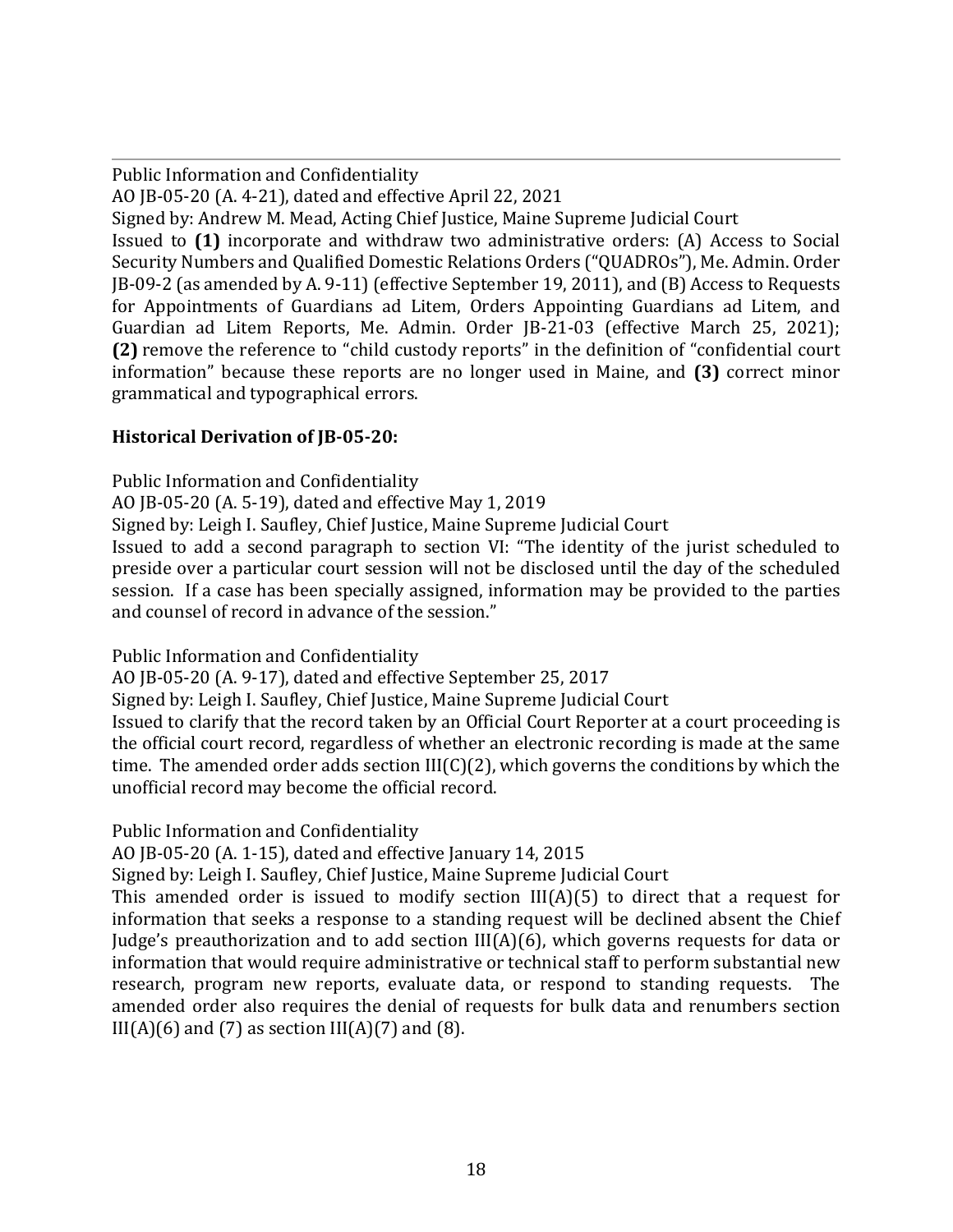Public Information and Confidentiality
AO JB-05-20 (A. 4-21), dated and effective April 22, 2021
Signed by: Andrew M. Mead, Acting Chief Justice, Maine Supreme Judicial Court
Issued to **(1)** incorporate and withdraw two administrative orders: (A) Access to Social Security Numbers and Qualified Domestic Relations Orders ("QUADROs"), Me. Admin. Order JB-09-2 (as amended by A. 9-11) (effective September 19, 2011), and (B) Access to Requests for Appointments of Guardians ad Litem, Orders Appointing Guardians ad Litem, and Guardian ad Litem Reports, Me. Admin. Order JB-21-03 (effective March 25, 2021); **(2)** remove the reference to "child custody reports" in the definition of "confidential court information" because these reports are no longer used in Maine, and **(3)** correct minor grammatical and typographical errors.

**Historical Derivation of JB-05-20:**

Public Information and Confidentiality
AO JB-05-20 (A. 5-19), dated and effective May 1, 2019
Signed by: Leigh I. Saufley, Chief Justice, Maine Supreme Judicial Court
Issued to add a second paragraph to section VI: "The identity of the jurist scheduled to preside over a particular court session will not be disclosed until the day of the scheduled session. If a case has been specially assigned, information may be provided to the parties and counsel of record in advance of the session."

Public Information and Confidentiality
AO JB-05-20 (A. 9-17), dated and effective September 25, 2017
Signed by: Leigh I. Saufley, Chief Justice, Maine Supreme Judicial Court
Issued to clarify that the record taken by an Official Court Reporter at a court proceeding is the official court record, regardless of whether an electronic recording is made at the same time. The amended order adds section III(C)(2), which governs the conditions by which the unofficial record may become the official record.

Public Information and Confidentiality
AO JB-05-20 (A. 1-15), dated and effective January 14, 2015
Signed by: Leigh I. Saufley, Chief Justice, Maine Supreme Judicial Court
This amended order is issued to modify section III(A)(5) to direct that a request for information that seeks a response to a standing request will be declined absent the Chief Judge's preauthorization and to add section III(A)(6), which governs requests for data or information that would require administrative or technical staff to perform substantial new research, program new reports, evaluate data, or respond to standing requests. The amended order also requires the denial of requests for bulk data and renumbers section III(A)(6) and (7) as section III(A)(7) and (8).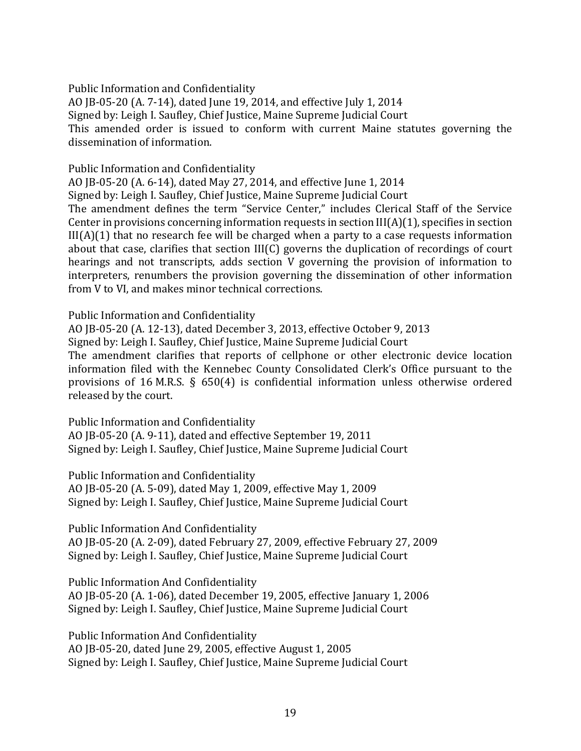Public Information and Confidentiality
AO JB-05-20 (A. 7-14), dated June 19, 2014, and effective July 1, 2014
Signed by: Leigh I. Saufley, Chief Justice, Maine Supreme Judicial Court
This amended order is issued to conform with current Maine statutes governing the dissemination of information.

Public Information and Confidentiality
AO JB-05-20 (A. 6-14), dated May 27, 2014, and effective June 1, 2014
Signed by: Leigh I. Saufley, Chief Justice, Maine Supreme Judicial Court
The amendment defines the term "Service Center," includes Clerical Staff of the Service Center in provisions concerning information requests in section III(A)(1), specifies in section III(A)(1) that no research fee will be charged when a party to a case requests information about that case, clarifies that section III(C) governs the duplication of recordings of court hearings and not transcripts, adds section V governing the provision of information to interpreters, renumbers the provision governing the dissemination of other information from V to VI, and makes minor technical corrections.

Public Information and Confidentiality
AO JB-05-20 (A. 12-13), dated December 3, 2013, effective October 9, 2013
Signed by: Leigh I. Saufley, Chief Justice, Maine Supreme Judicial Court
The amendment clarifies that reports of cellphone or other electronic device location information filed with the Kennebec County Consolidated Clerk's Office pursuant to the provisions of 16 M.R.S. § 650(4) is confidential information unless otherwise ordered released by the court.

Public Information and Confidentiality
AO JB-05-20 (A. 9-11), dated and effective September 19, 2011
Signed by: Leigh I. Saufley, Chief Justice, Maine Supreme Judicial Court

Public Information and Confidentiality
AO JB-05-20 (A. 5-09), dated May 1, 2009, effective May 1, 2009
Signed by: Leigh I. Saufley, Chief Justice, Maine Supreme Judicial Court

Public Information And Confidentiality
AO JB-05-20 (A. 2-09), dated February 27, 2009, effective February 27, 2009
Signed by: Leigh I. Saufley, Chief Justice, Maine Supreme Judicial Court

Public Information And Confidentiality
AO JB-05-20 (A. 1-06), dated December 19, 2005, effective January 1, 2006
Signed by: Leigh I. Saufley, Chief Justice, Maine Supreme Judicial Court

Public Information And Confidentiality
AO JB-05-20, dated June 29, 2005, effective August 1, 2005
Signed by: Leigh I. Saufley, Chief Justice, Maine Supreme Judicial Court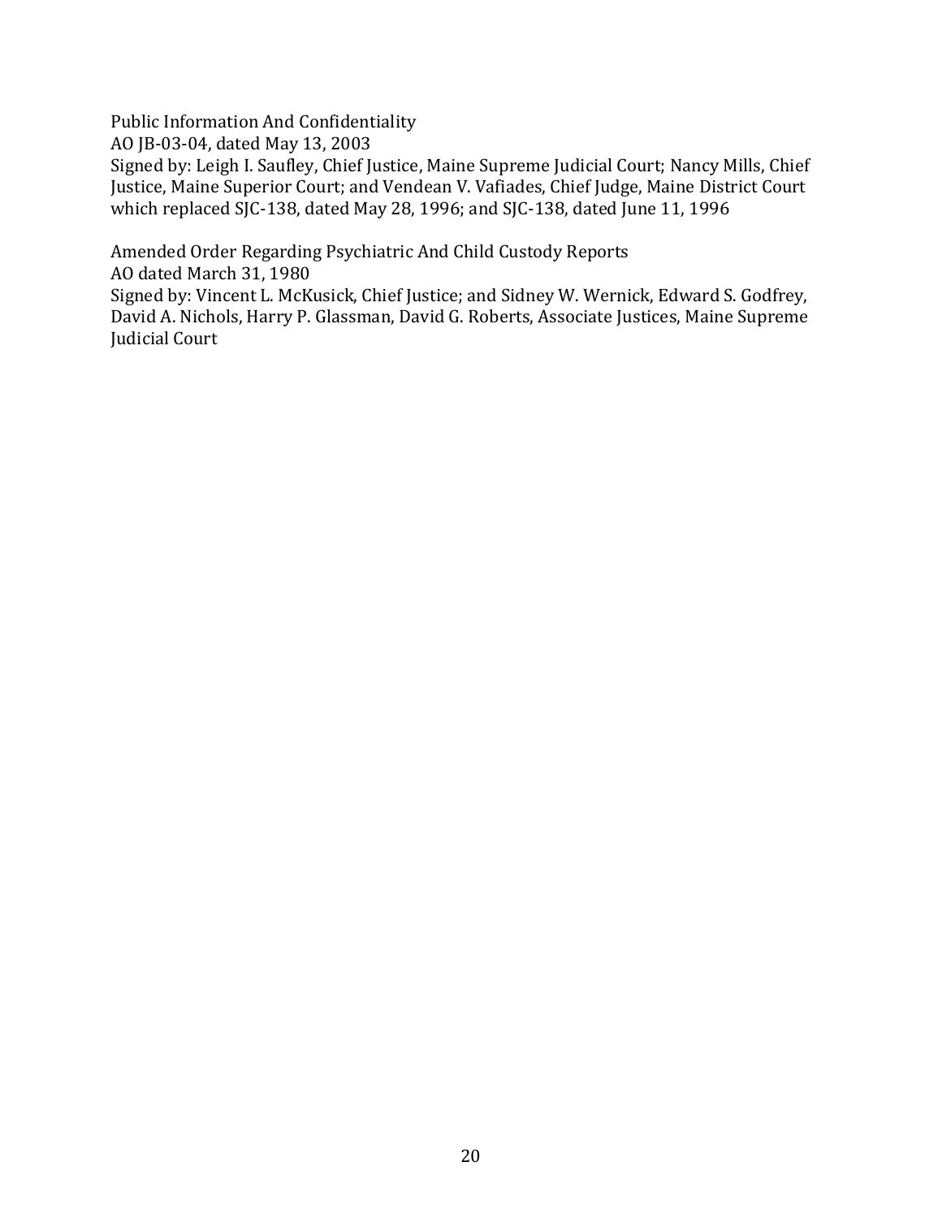Public Information And Confidentiality
AO JB-03-04, dated May 13, 2003
Signed by: Leigh I. Saufley, Chief Justice, Maine Supreme Judicial Court; Nancy Mills, Chief Justice, Maine Superior Court; and Vendean V. Vafiades, Chief Judge, Maine District Court which replaced SJC-138, dated May 28, 1996; and SJC-138, dated June 11, 1996

Amended Order Regarding Psychiatric And Child Custody Reports
AO dated March 31, 1980
Signed by: Vincent L. McKusick, Chief Justice; and Sidney W. Wernick, Edward S. Godfrey, David A. Nichols, Harry P. Glassman, David G. Roberts, Associate Justices, Maine Supreme Judicial Court